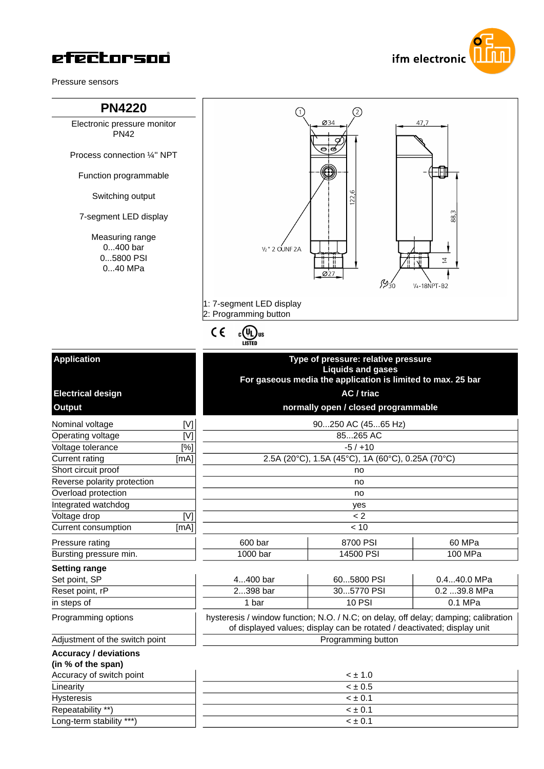efector500

ifm electronic

Pressure sensors

# PN4220

Electronic pressure monitor
PN42

Process connection ¼" NPT

Function programmable

Switching output

7-segment LED display

Measuring range
0...400 bar
0...5800 PSI
0...40 MPa

1: 7-segment LED display
2: Programming button

| | | | |
|---|---|---|---|
| **Application** | **Type of pressure: relative pressure<br>Liquids and gases<br>For gaseous media the application is limited to max. 25 bar** | | |
| **Electrical design** | **AC / triac** | | |
| **Output** | **normally open / closed programmable** | | |
| Nominal voltage [V] | 90...250 AC (45...65 Hz) | | |
| Operating voltage [V] | 85...265 AC | | |
| Voltage tolerance [%] | -5 / +10 | | |
| Current rating [mA] | 2.5A (20°C), 1.5A (45°C), 1A (60°C), 0.25A (70°C) | | |
| Short circuit proof | no | | |
| Reverse polarity protection | no | | |
| Overload protection | no | | |
| Integrated watchdog | yes | | |
| Voltage drop [V] | < 2 | | |
| Current consumption [mA] | < 10 | | |
| Pressure rating | 600 bar | 8700 PSI | 60 MPa |
| Bursting pressure min. | 1000 bar | 14500 PSI | 100 MPa |
| **Setting range** | | | |
| Set point, SP | 4...400 bar | 60...5800 PSI | 0.4...40.0 MPa |
| Reset point, rP | 2...398 bar | 30...5770 PSI | 0.2 ...39.8 MPa |
| in steps of | 1 bar | 10 PSI | 0.1 MPa |
| Programming options | hysteresis / window function; N.O. / N.C; on delay, off delay; damping; calibration of displayed values; display can be rotated / deactivated; display unit | | |
| Adjustment of the switch point | Programming button | | |
| **Accuracy / deviations (in % of the span)** | | | |
| Accuracy of switch point | < ± 1.0 | | |
| Linearity | < ± 0.5 | | |
| Hysteresis | < ± 0.1 | | |
| Repeatability **) | < ± 0.1 | | |
| Long-term stability ***) | < ± 0.1 | | |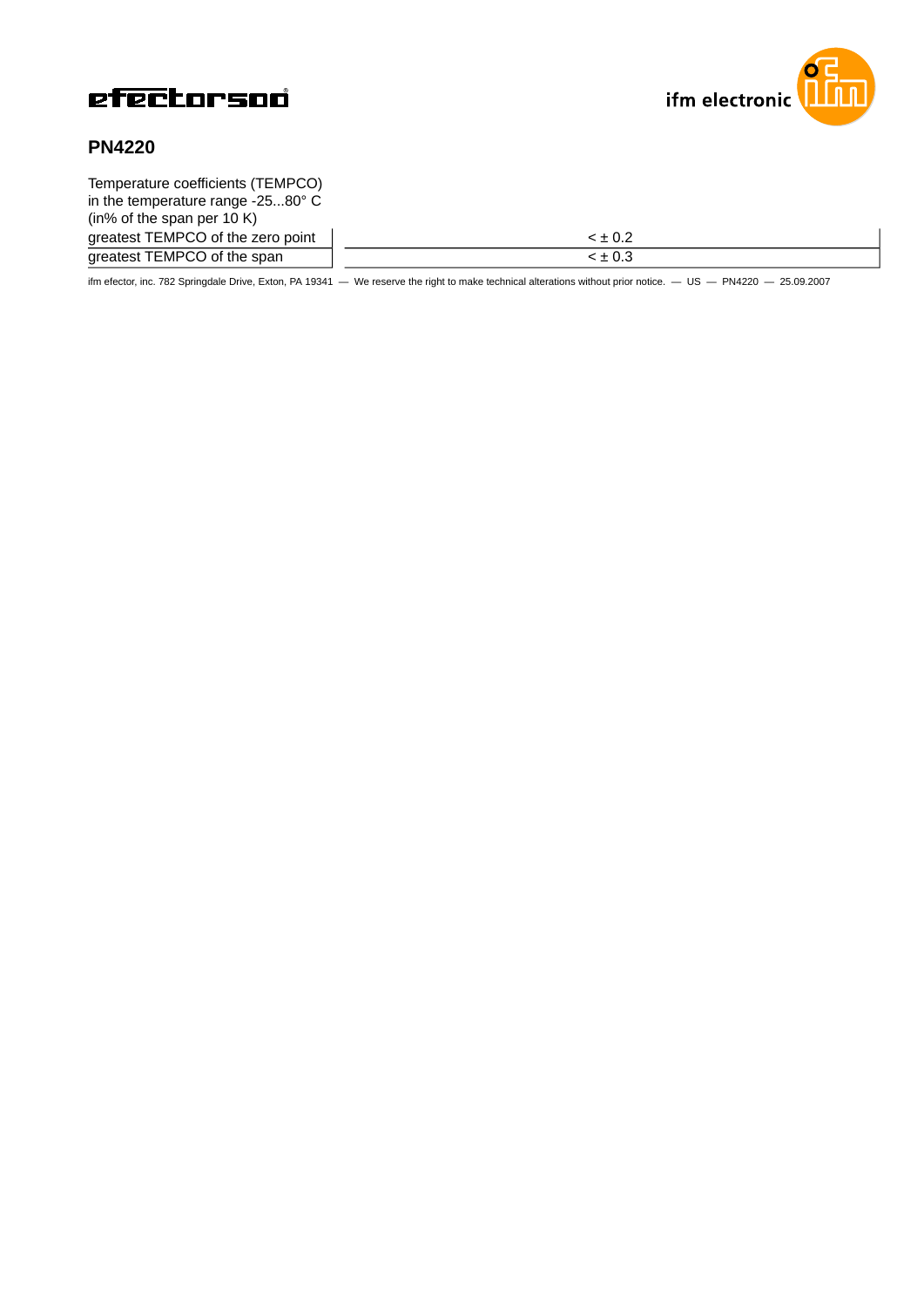## PN4220

Temperature coefficients (TEMPCO)
in the temperature range -25...80° C
(in% of the span per 10 K)

| | |
|---|---|
| greatest TEMPCO of the zero point | < ± 0.2 |
| greatest TEMPCO of the span | < ± 0.3 |

ifm efector, inc. 782 Springdale Drive, Exton, PA 19341 — We reserve the right to make technical alterations without prior notice. — US — PN4220 — 25.09.2007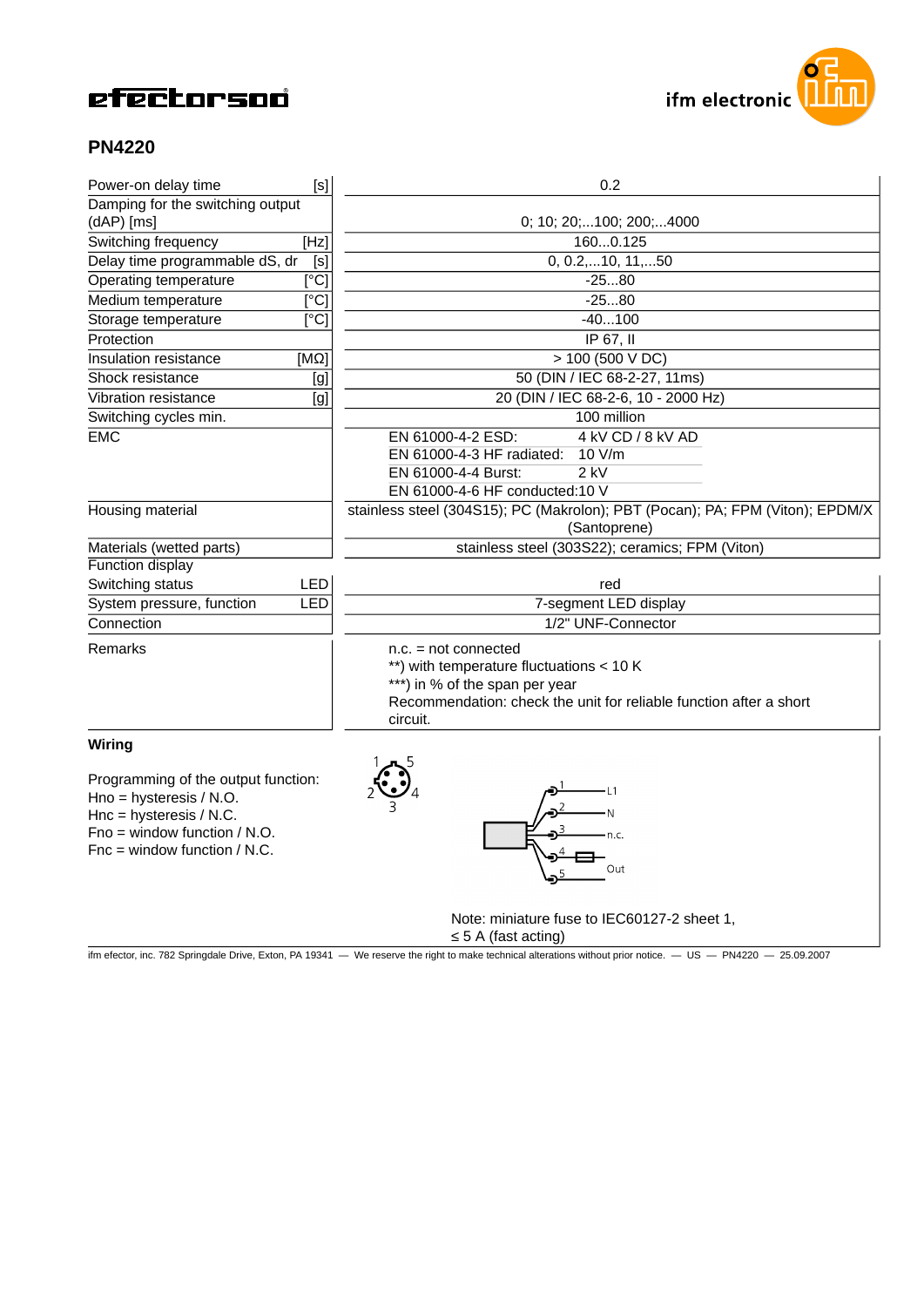efectoröoo

ifm electronic

## PN4220

| | |
|---|---|
| Power-on delay time [s] | 0.2 |
| Damping for the switching output (dAP) [ms] | 0; 10; 20;...100; 200;...4000 |
| Switching frequency [Hz] | 160...0.125 |
| Delay time programmable dS, dr [s] | 0, 0.2,...10, 11,...50 |
| Operating temperature [°C] | -25...80 |
| Medium temperature [°C] | -25...80 |
| Storage temperature [°C] | -40...100 |
| Protection | IP 67, II |
| Insulation resistance [MΩ] | > 100 (500 V DC) |
| Shock resistance [g] | 50 (DIN / IEC 68-2-27, 11ms) |
| Vibration resistance [g] | 20 (DIN / IEC 68-2-6, 10 - 2000 Hz) |
| Switching cycles min. | 100 million |
| EMC | EN 61000-4-2 ESD: 4 kV CD / 8 kV AD<br>EN 61000-4-3 HF radiated: 10 V/m<br>EN 61000-4-4 Burst: 2 kV<br>EN 61000-4-6 HF conducted:10 V |
| Housing material | stainless steel (304S15); PC (Makrolon); PBT (Pocan); PA; FPM (Viton); EPDM/X (Santoprene) |
| Materials (wetted parts) | stainless steel (303S22); ceramics; FPM (Viton) |
| Function display | |
| Switching status LED | red |
| System pressure, function LED | 7-segment LED display |
| Connection | 1/2" UNF-Connector |
| Remarks | n.c. = not connected<br>**) with temperature fluctuations < 10 K<br>***) in % of the span per year<br>Recommendation: check the unit for reliable function after a short circuit. |

**Wiring**

Programming of the output function:
Hno = hysteresis / N.O.
Hnc = hysteresis / N.C.
Fno = window function / N.O.
Fnc = window function / N.C.

1 5
2 4
3

1 L1
2 N
3 n.c.
4
5 Out

Note: miniature fuse to IEC60127-2 sheet 1, ≤ 5 A (fast acting)

ifm efector, inc. 782 Springdale Drive, Exton, PA 19341 — We reserve the right to make technical alterations without prior notice. — US — PN4220 — 25.09.2007